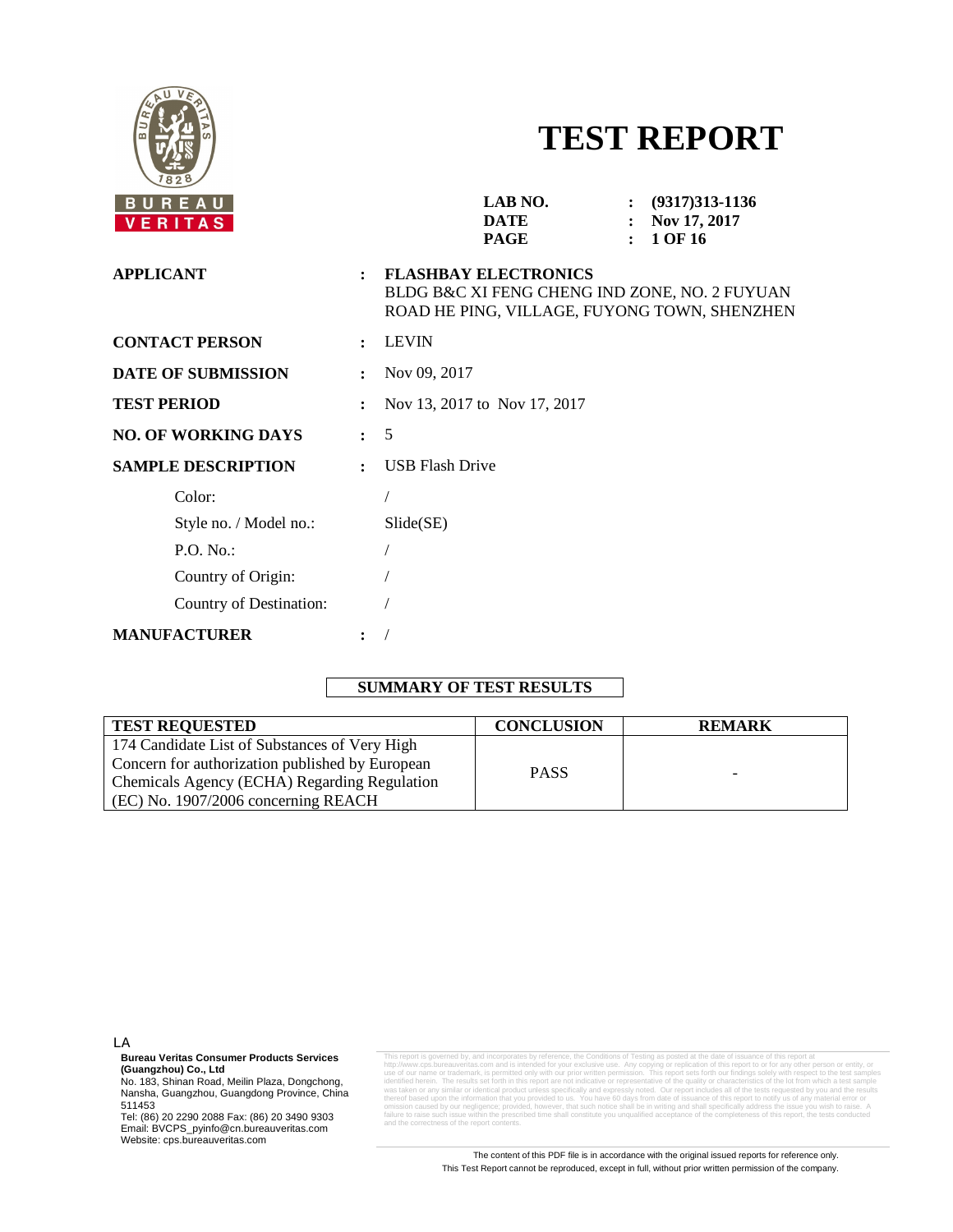BUREAU VERITAS

# TEST REPORT

**LAB NO.** : **(9317)313-1136**
**DATE** : **Nov 17, 2017**
**PAGE** : **1 OF 16**

**APPLICANT** : **FLASHBAY ELECTRONICS**
BLDG B&C XI FENG CHENG IND ZONE, NO. 2 FUYUAN ROAD HE PING, VILLAGE, FUYONG TOWN, SHENZHEN

**CONTACT PERSON** : LEVIN

**DATE OF SUBMISSION** : Nov 09, 2017

**TEST PERIOD** : Nov 13, 2017 to Nov 17, 2017

**NO. OF WORKING DAYS** : 5

**SAMPLE DESCRIPTION** : USB Flash Drive

Color: /

Style no. / Model no.: Slide(SE)

P.O. No.: /

Country of Origin: /

Country of Destination: /

**MANUFACTURER** : /

**SUMMARY OF TEST RESULTS**

| TEST REQUESTED | CONCLUSION | REMARK |
| --- | --- | --- |
| 174 Candidate List of Substances of Very High Concern for authorization published by European Chemicals Agency (ECHA) Regarding Regulation (EC) No. 1907/2006 concerning REACH | PASS | - |

LA

**Bureau Veritas Consumer Products Services (Guangzhou) Co., Ltd**
No. 183, Shinan Road, Meilin Plaza, Dongchong, Nansha, Guangzhou, Guangdong Province, China 511453
Tel: (86) 20 2290 2088 Fax: (86) 20 3490 9303
Email: BVCPS_pyinfo@cn.bureauveritas.com
Website: cps.bureauveritas.com

This report is governed by, and incorporates by reference, the Conditions of Testing as posted at the date of issuance of this report at http://www.cps.bureauveritas.com and is intended for your exclusive use. Any copying or replication of this report to or for any other person or entity, or use of our name or trademark, is permitted only with our prior written permission. This report sets forth our findings solely with respect to the test samples identified herein. The results set forth in this report are not indicative or representative of the quality or characteristics of the lot from which a test sample was taken or any similar or identical product unless specifically and expressly noted. Our report includes all of the tests requested by you and the results thereof based upon the information that you provided to us. You have 60 days from date of issuance of this report to notify us of any material error or omission caused by our negligence; provided, however, that such notice shall be in writing and shall specifically address the issue you wish to raise. A failure to raise such issue within the prescribed time shall constitute you unqualified acceptance of the completeness of this report, the tests conducted and the correctness of the report contents.

The content of this PDF file is in accordance with the original issued reports for reference only.
This Test Report cannot be reproduced, except in full, without prior written permission of the company.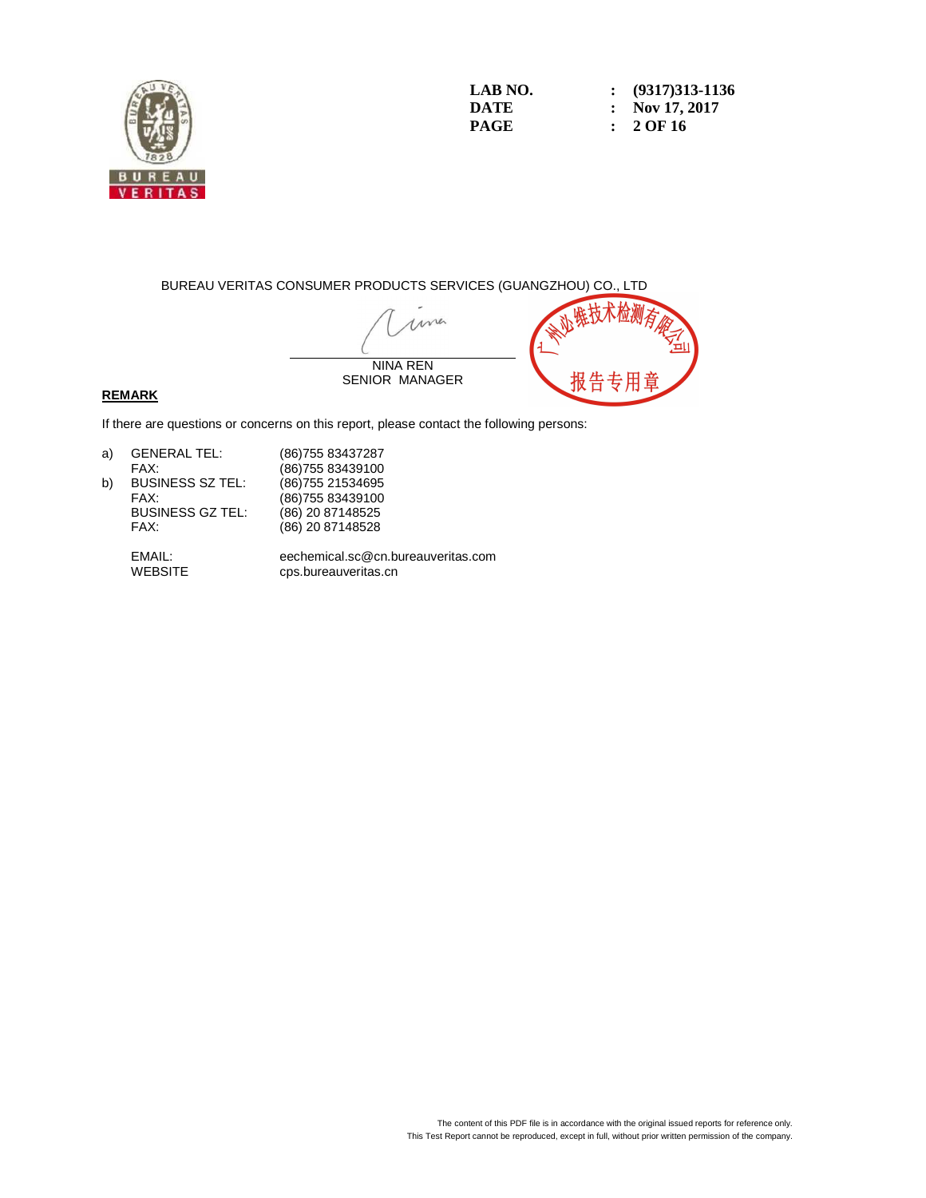LAB NO. : (9317)313-1136
DATE : Nov 17, 2017

BUREAU VERITAS CONSUMER PRODUCTS SERVICES (GUANGZHOU) CO., LTD

NINA REN
SENIOR MANAGER

广州必维技术检测有限公司
报告专用章

**REMARK**

If there are questions or concerns on this report, please contact the following persons:

| | | |
|---|---|---|
| a) | GENERAL TEL: | (86)755 83437287 |
| | FAX: | (86)755 83439100 |
| b) | BUSINESS SZ TEL: | (86)755 21534695 |
| | FAX: | (86)755 83439100 |
| | BUSINESS GZ TEL: | (86) 20 87148525 |
| | FAX: | (86) 20 87148528 |
| | EMAIL: | eechemical.sc@cn.bureauveritas.com |
| | WEBSITE | cps.bureauveritas.cn |

The content of this PDF file is in accordance with the original issued reports for reference only.
This Test Report cannot be reproduced, except in full, without prior written permission of the company.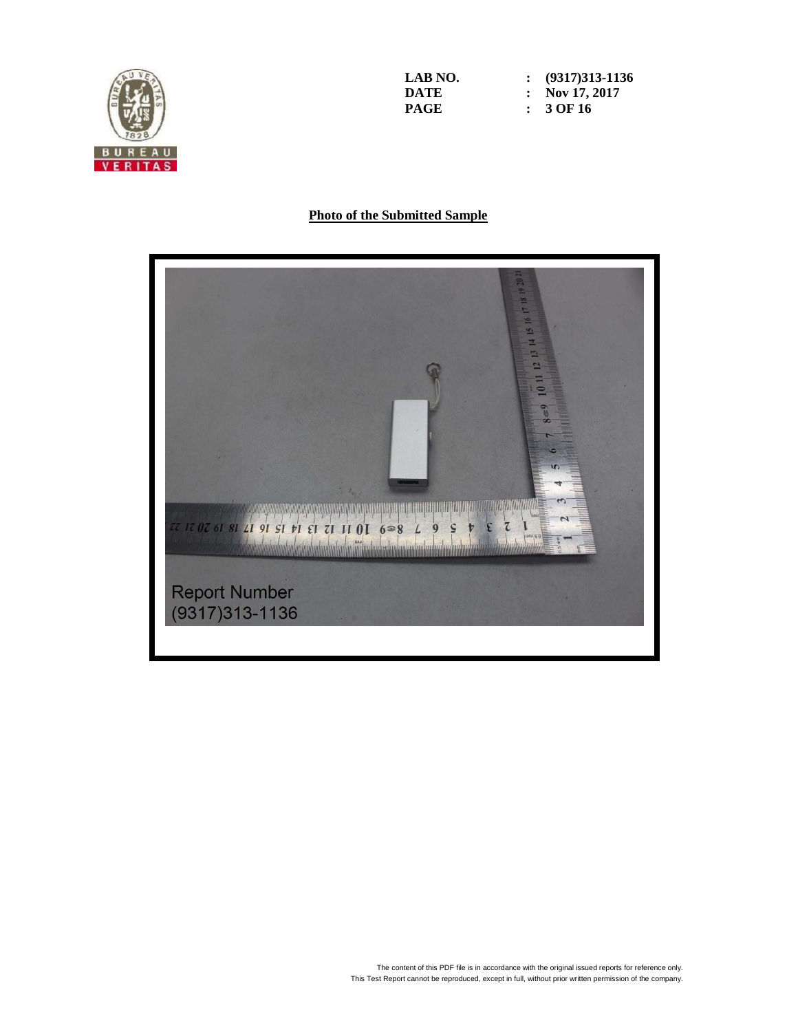LAB NO. : (9317)313-1136
DATE : Nov 17, 2017

## Photo of the Submitted Sample

Report Number
(9317)313-1136

The content of this PDF file is in accordance with the original issued reports for reference only.
This Test Report cannot be reproduced, except in full, without prior written permission of the company.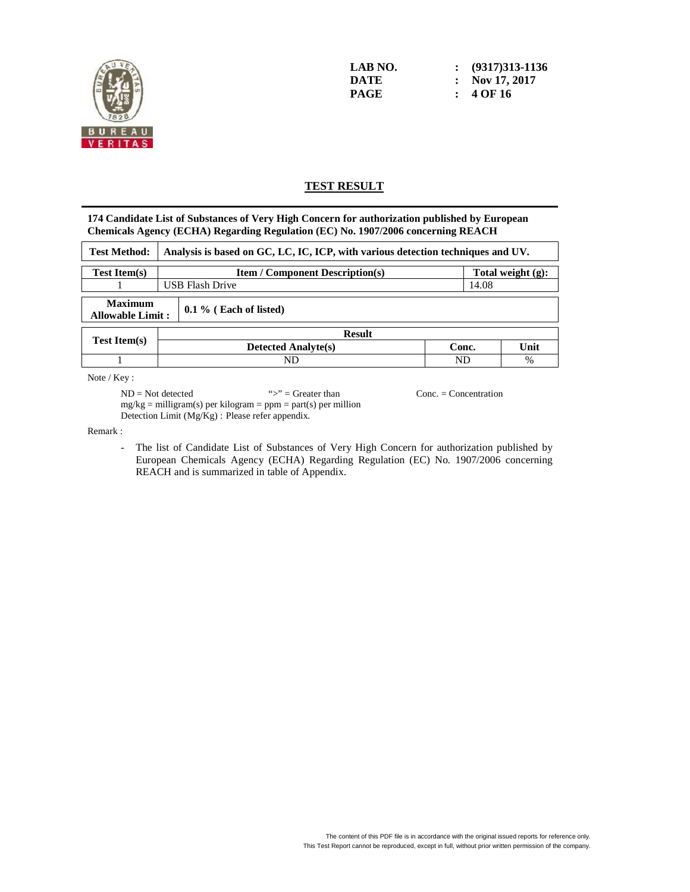LAB NO. : (9317)313-1136
DATE : Nov 17, 2017

## TEST RESULT

**174 Candidate List of Substances of Very High Concern for authorization published by European Chemicals Agency (ECHA) Regarding Regulation (EC) No. 1907/2006 concerning REACH**

| Test Method: | Analysis is based on GC, LC, IC, ICP, with various detection techniques and UV. |
|---|---|

| Test Item(s) | Item / Component Description(s) | Total weight (g): |
|---|---|---|
| 1 | USB Flash Drive | 14.08 |

| Maximum Allowable Limit : | 0.1 % ( Each of listed) |
|---|---|

| Test Item(s) | Result | | |
|---|---|---|---|
| | Detected Analyte(s) | Conc. | Unit |
| 1 | ND | ND | % |

Note / Key :

ND = Not detected ">" = Greater than Conc. = Concentration
mg/kg = milligram(s) per kilogram = ppm = part(s) per million
Detection Limit (Mg/Kg) : Please refer appendix.

Remark :

- The list of Candidate List of Substances of Very High Concern for authorization published by European Chemicals Agency (ECHA) Regarding Regulation (EC) No. 1907/2006 concerning REACH and is summarized in table of Appendix.

The content of this PDF file is in accordance with the original issued reports for reference only.
This Test Report cannot be reproduced, except in full, without prior written permission of the company.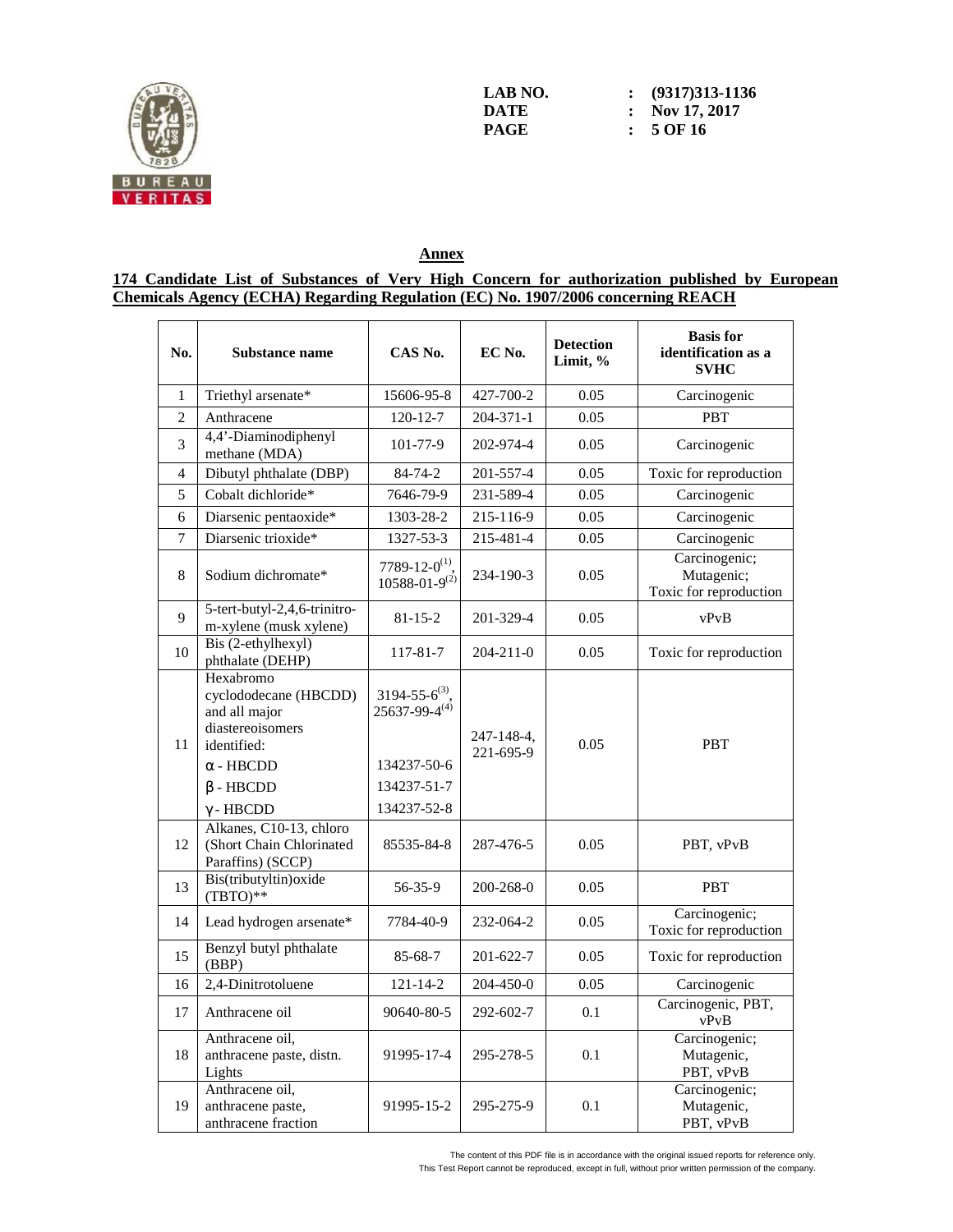## Annex

**174 Candidate List of Substances of Very High Concern for authorization published by European Chemicals Agency (ECHA) Regarding Regulation (EC) No. 1907/2006 concerning REACH**

| No. | Substance name | CAS No. | EC No. | Detection Limit, % | Basis for identification as a SVHC |
|---|---|---|---|---|---|
| 1 | Triethyl arsenate* | 15606-95-8 | 427-700-2 | 0.05 | Carcinogenic |
| 2 | Anthracene | 120-12-7 | 204-371-1 | 0.05 | PBT |
| 3 | 4,4'-Diaminodiphenyl methane (MDA) | 101-77-9 | 202-974-4 | 0.05 | Carcinogenic |
| 4 | Dibutyl phthalate (DBP) | 84-74-2 | 201-557-4 | 0.05 | Toxic for reproduction |
| 5 | Cobalt dichloride* | 7646-79-9 | 231-589-4 | 0.05 | Carcinogenic |
| 6 | Diarsenic pentaoxide* | 1303-28-2 | 215-116-9 | 0.05 | Carcinogenic |
| 7 | Diarsenic trioxide* | 1327-53-3 | 215-481-4 | 0.05 | Carcinogenic |
| 8 | Sodium dichromate* | 7789-12-0(1), 10588-01-9(2) | 234-190-3 | 0.05 | Carcinogenic; Mutagenic; Toxic for reproduction |
| 9 | 5-tert-butyl-2,4,6-trinitro-m-xylene (musk xylene) | 81-15-2 | 201-329-4 | 0.05 | vPvB |
| 10 | Bis (2-ethylhexyl) phthalate (DEHP) | 117-81-7 | 204-211-0 | 0.05 | Toxic for reproduction |
| 11 | Hexabromo cyclododecane (HBCDD) and all major diastereoisomers identified: α - HBCDD β - HBCDD γ - HBCDD | 3194-55-6(3), 25637-99-4(4) 134237-50-6 134237-51-7 134237-52-8 | 247-148-4, 221-695-9 | 0.05 | PBT |
| 12 | Alkanes, C10-13, chloro (Short Chain Chlorinated Paraffins) (SCCP) | 85535-84-8 | 287-476-5 | 0.05 | PBT, vPvB |
| 13 | Bis(tributyltin)oxide (TBTO)** | 56-35-9 | 200-268-0 | 0.05 | PBT |
| 14 | Lead hydrogen arsenate* | 7784-40-9 | 232-064-2 | 0.05 | Carcinogenic; Toxic for reproduction |
| 15 | Benzyl butyl phthalate (BBP) | 85-68-7 | 201-622-7 | 0.05 | Toxic for reproduction |
| 16 | 2,4-Dinitrotoluene | 121-14-2 | 204-450-0 | 0.05 | Carcinogenic |
| 17 | Anthracene oil | 90640-80-5 | 292-602-7 | 0.1 | Carcinogenic, PBT, vPvB |
| 18 | Anthracene oil, anthracene paste, distn. Lights | 91995-17-4 | 295-278-5 | 0.1 | Carcinogenic; Mutagenic, PBT, vPvB |
| 19 | Anthracene oil, anthracene paste, anthracene fraction | 91995-15-2 | 295-275-9 | 0.1 | Carcinogenic; Mutagenic, PBT, vPvB |

The content of this PDF file is in accordance with the original issued reports for reference only.
This Test Report cannot be reproduced, except in full, without prior written permission of the company.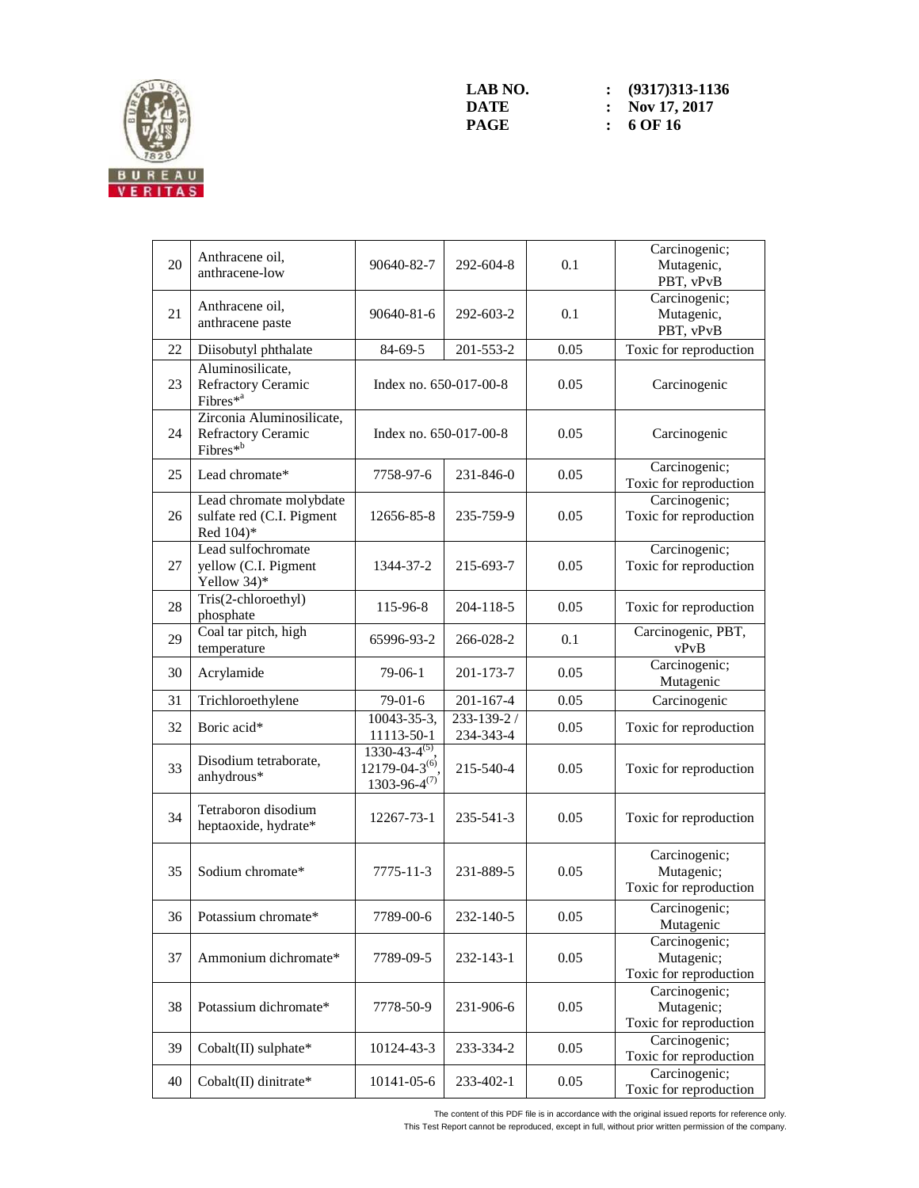| 20 | Anthracene oil, anthracene-low | 90640-82-7 | 292-604-8 | 0.1 | Carcinogenic; Mutagenic, PBT, vPvB |
|---|---|---|---|---|---|
| 21 | Anthracene oil, anthracene paste | 90640-81-6 | 292-603-2 | 0.1 | Carcinogenic; Mutagenic, PBT, vPvB |
| 22 | Diisobutyl phthalate | 84-69-5 | 201-553-2 | 0.05 | Toxic for reproduction |
| 23 | Aluminosilicate, Refractory Ceramic Fibres*[a] | Index no. 650-017-00-8 | | 0.05 | Carcinogenic |
| 24 | Zirconia Aluminosilicate, Refractory Ceramic Fibres*[b] | Index no. 650-017-00-8 | | 0.05 | Carcinogenic |
| 25 | Lead chromate* | 7758-97-6 | 231-846-0 | 0.05 | Carcinogenic; Toxic for reproduction |
| 26 | Lead chromate molybdate sulfate red (C.I. Pigment Red 104)* | 12656-85-8 | 235-759-9 | 0.05 | Carcinogenic; Toxic for reproduction |
| 27 | Lead sulfochromate yellow (C.I. Pigment Yellow 34)* | 1344-37-2 | 215-693-7 | 0.05 | Carcinogenic; Toxic for reproduction |
| 28 | Tris(2-chloroethyl) phosphate | 115-96-8 | 204-118-5 | 0.05 | Toxic for reproduction |
| 29 | Coal tar pitch, high temperature | 65996-93-2 | 266-028-2 | 0.1 | Carcinogenic, PBT, vPvB |
| 30 | Acrylamide | 79-06-1 | 201-173-7 | 0.05 | Carcinogenic; Mutagenic |
| 31 | Trichloroethylene | 79-01-6 | 201-167-4 | 0.05 | Carcinogenic |
| 32 | Boric acid* | 10043-35-3, 11113-50-1 | 233-139-2 / 234-343-4 | 0.05 | Toxic for reproduction |
| 33 | Disodium tetraborate, anhydrous* | 1330-43-4[(5)], 12179-04-3[(6)], 1303-96-4[(7)] | 215-540-4 | 0.05 | Toxic for reproduction |
| 34 | Tetraboron disodium heptaoxide, hydrate* | 12267-73-1 | 235-541-3 | 0.05 | Toxic for reproduction |
| 35 | Sodium chromate* | 7775-11-3 | 231-889-5 | 0.05 | Carcinogenic; Mutagenic; Toxic for reproduction |
| 36 | Potassium chromate* | 7789-00-6 | 232-140-5 | 0.05 | Carcinogenic; Mutagenic |
| 37 | Ammonium dichromate* | 7789-09-5 | 232-143-1 | 0.05 | Carcinogenic; Mutagenic; Toxic for reproduction |
| 38 | Potassium dichromate* | 7778-50-9 | 231-906-6 | 0.05 | Carcinogenic; Mutagenic; Toxic for reproduction |
| 39 | Cobalt(II) sulphate* | 10124-43-3 | 233-334-2 | 0.05 | Carcinogenic; Toxic for reproduction |
| 40 | Cobalt(II) dinitrate* | 10141-05-6 | 233-402-1 | 0.05 | Carcinogenic; Toxic for reproduction |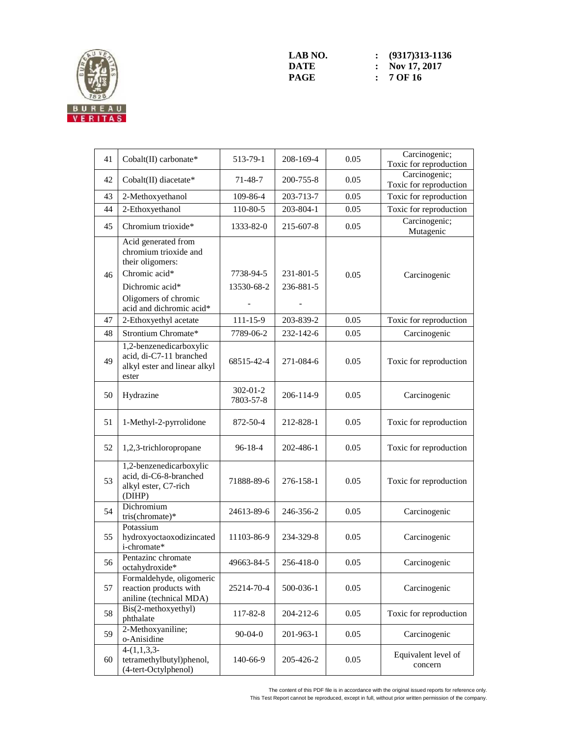| 41 | Cobalt(II) carbonate* | 513-79-1 | 208-169-4 | 0.05 | Carcinogenic; Toxic for reproduction |
|---|---|---|---|---|---|
| 42 | Cobalt(II) diacetate* | 71-48-7 | 200-755-8 | 0.05 | Carcinogenic; Toxic for reproduction |
| 43 | 2-Methoxyethanol | 109-86-4 | 203-713-7 | 0.05 | Toxic for reproduction |
| 44 | 2-Ethoxyethanol | 110-80-5 | 203-804-1 | 0.05 | Toxic for reproduction |
| 45 | Chromium trioxide* | 1333-82-0 | 215-607-8 | 0.05 | Carcinogenic; Mutagenic |
| 46 | Acid generated from chromium trioxide and their oligomers: Chromic acid* Dichromic acid* Oligomers of chromic acid and dichromic acid* | 7738-94-5 13530-68-2 - | 231-801-5 236-881-5 - | 0.05 | Carcinogenic |
| 47 | 2-Ethoxyethyl acetate | 111-15-9 | 203-839-2 | 0.05 | Toxic for reproduction |
| 48 | Strontium Chromate* | 7789-06-2 | 232-142-6 | 0.05 | Carcinogenic |
| 49 | 1,2-benzenedicarboxylic acid, di-C7-11 branched alkyl ester and linear alkyl ester | 68515-42-4 | 271-084-6 | 0.05 | Toxic for reproduction |
| 50 | Hydrazine | 302-01-2 7803-57-8 | 206-114-9 | 0.05 | Carcinogenic |
| 51 | 1-Methyl-2-pyrrolidone | 872-50-4 | 212-828-1 | 0.05 | Toxic for reproduction |
| 52 | 1,2,3-trichloropropane | 96-18-4 | 202-486-1 | 0.05 | Toxic for reproduction |
| 53 | 1,2-benzenedicarboxylic acid, di-C6-8-branched alkyl ester, C7-rich (DIHP) | 71888-89-6 | 276-158-1 | 0.05 | Toxic for reproduction |
| 54 | Dichromium tris(chromate)* | 24613-89-6 | 246-356-2 | 0.05 | Carcinogenic |
| 55 | Potassium hydroxyoctaoxodizincated i-chromate* | 11103-86-9 | 234-329-8 | 0.05 | Carcinogenic |
| 56 | Pentazinc chromate octahydroxide* | 49663-84-5 | 256-418-0 | 0.05 | Carcinogenic |
| 57 | Formaldehyde, oligomeric reaction products with aniline (technical MDA) | 25214-70-4 | 500-036-1 | 0.05 | Carcinogenic |
| 58 | Bis(2-methoxyethyl) phthalate | 117-82-8 | 204-212-6 | 0.05 | Toxic for reproduction |
| 59 | 2-Methoxyaniline; o-Anisidine | 90-04-0 | 201-963-1 | 0.05 | Carcinogenic |
| 60 | 4-(1,1,3,3-tetramethylbutyl)phenol, (4-tert-Octylphenol) | 140-66-9 | 205-426-2 | 0.05 | Equivalent level of concern |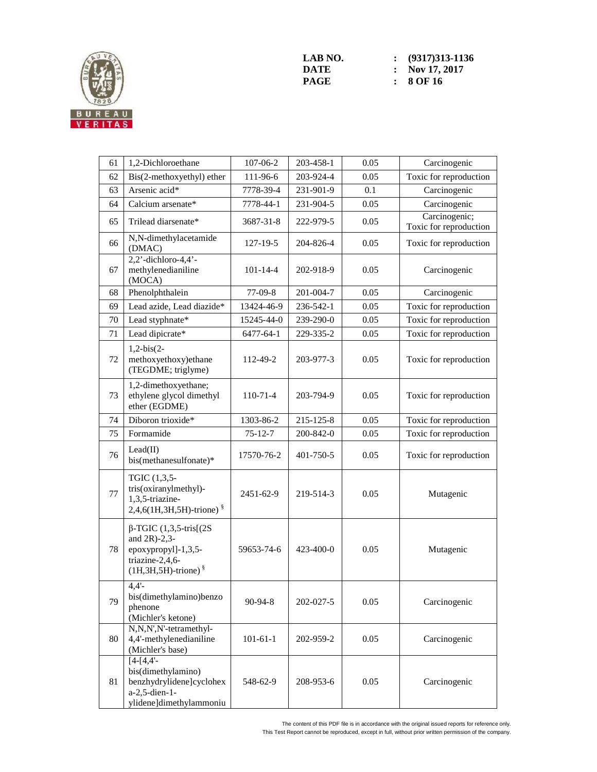| 61 | 1,2-Dichloroethane | 107-06-2 | 203-458-1 | 0.05 | Carcinogenic |
|---|---|---|---|---|---|
| 62 | Bis(2-methoxyethyl) ether | 111-96-6 | 203-924-4 | 0.05 | Toxic for reproduction |
| 63 | Arsenic acid* | 7778-39-4 | 231-901-9 | 0.1 | Carcinogenic |
| 64 | Calcium arsenate* | 7778-44-1 | 231-904-5 | 0.05 | Carcinogenic |
| 65 | Trilead diarsenate* | 3687-31-8 | 222-979-5 | 0.05 | Carcinogenic; Toxic for reproduction |
| 66 | N,N-dimethylacetamide (DMAC) | 127-19-5 | 204-826-4 | 0.05 | Toxic for reproduction |
| 67 | 2,2'-dichloro-4,4'-methylenedianiline (MOCA) | 101-14-4 | 202-918-9 | 0.05 | Carcinogenic |
| 68 | Phenolphthalein | 77-09-8 | 201-004-7 | 0.05 | Carcinogenic |
| 69 | Lead azide, Lead diazide* | 13424-46-9 | 236-542-1 | 0.05 | Toxic for reproduction |
| 70 | Lead styphnate* | 15245-44-0 | 239-290-0 | 0.05 | Toxic for reproduction |
| 71 | Lead dipicrate* | 6477-64-1 | 229-335-2 | 0.05 | Toxic for reproduction |
| 72 | 1,2-bis(2-methoxyethoxy)ethane (TEGDME; triglyme) | 112-49-2 | 203-977-3 | 0.05 | Toxic for reproduction |
| 73 | 1,2-dimethoxyethane; ethylene glycol dimethyl ether (EGDME) | 110-71-4 | 203-794-9 | 0.05 | Toxic for reproduction |
| 74 | Diboron trioxide* | 1303-86-2 | 215-125-8 | 0.05 | Toxic for reproduction |
| 75 | Formamide | 75-12-7 | 200-842-0 | 0.05 | Toxic for reproduction |
| 76 | Lead(II) bis(methanesulfonate)* | 17570-76-2 | 401-750-5 | 0.05 | Toxic for reproduction |
| 77 | TGIC (1,3,5-tris(oxiranylmethyl)-1,3,5-triazine-2,4,6(1H,3H,5H)-trione) § | 2451-62-9 | 219-514-3 | 0.05 | Mutagenic |
| 78 | β-TGIC (1,3,5-tris[(2S and 2R)-2,3-epoxypropyl]-1,3,5-triazine-2,4,6-(1H,3H,5H)-trione) § | 59653-74-6 | 423-400-0 | 0.05 | Mutagenic |
| 79 | 4,4'-bis(dimethylamino)benzophenone (Michler's ketone) | 90-94-8 | 202-027-5 | 0.05 | Carcinogenic |
| 80 | N,N,N',N'-tetramethyl-4,4'-methylenedianiline (Michler's base) | 101-61-1 | 202-959-2 | 0.05 | Carcinogenic |
| 81 | [4-[4,4'-bis(dimethylamino) benzhydrylidene]cyclohexa-2,5-dien-1-ylidene]dimethylammoniu | 548-62-9 | 208-953-6 | 0.05 | Carcinogenic |

The content of this PDF file is in accordance with the original issued reports for reference only.
This Test Report cannot be reproduced, except in full, without prior written permission of the company.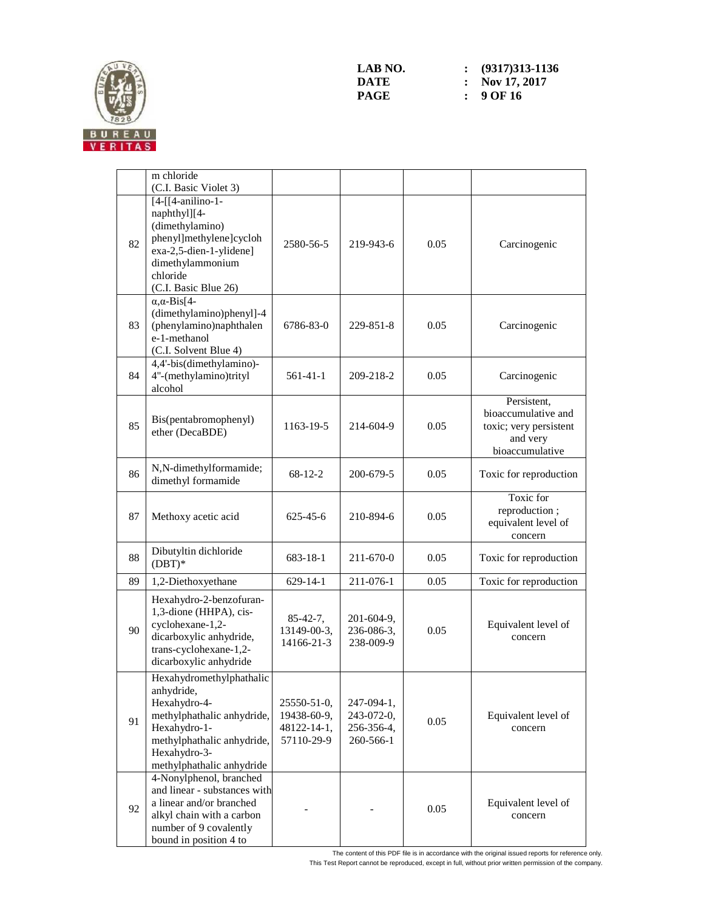|  |  |  |  |  |  |
|---|---|---|---|---|---|
|  | m chloride (C.I. Basic Violet 3) |  |  |  |  |
| 82 | [4-[[4-anilino-1-naphthyl][4-(dimethylamino)phenyl]methylene]cyclohexa-2,5-dien-1-ylidene] dimethylammonium chloride (C.I. Basic Blue 26) | 2580-56-5 | 219-943-6 | 0.05 | Carcinogenic |
| 83 | α,α-Bis[4-(dimethylamino)phenyl]-4 (phenylamino)naphthalene-1-methanol (C.I. Solvent Blue 4) | 6786-83-0 | 229-851-8 | 0.05 | Carcinogenic |
| 84 | 4,4'-bis(dimethylamino)-4''-(methylamino)trityl alcohol | 561-41-1 | 209-218-2 | 0.05 | Carcinogenic |
| 85 | Bis(pentabromophenyl) ether (DecaBDE) | 1163-19-5 | 214-604-9 | 0.05 | Persistent, bioaccumulative and toxic; very persistent and very bioaccumulative |
| 86 | N,N-dimethylformamide; dimethyl formamide | 68-12-2 | 200-679-5 | 0.05 | Toxic for reproduction |
| 87 | Methoxy acetic acid | 625-45-6 | 210-894-6 | 0.05 | Toxic for reproduction ; equivalent level of concern |
| 88 | Dibutyltin dichloride (DBT)* | 683-18-1 | 211-670-0 | 0.05 | Toxic for reproduction |
| 89 | 1,2-Diethoxyethane | 629-14-1 | 211-076-1 | 0.05 | Toxic for reproduction |
| 90 | Hexahydro-2-benzofuran-1,3-dione (HHPA), cis-cyclohexane-1,2-dicarboxylic anhydride, trans-cyclohexane-1,2-dicarboxylic anhydride | 85-42-7, 13149-00-3, 14166-21-3 | 201-604-9, 236-086-3, 238-009-9 | 0.05 | Equivalent level of concern |
| 91 | Hexahydromethylphathalic anhydride, Hexahydro-4-methylphathalic anhydride, Hexahydro-1-methylphathalic anhydride, Hexahydro-3-methylphathalic anhydride | 25550-51-0, 19438-60-9, 48122-14-1, 57110-29-9 | 247-094-1, 243-072-0, 256-356-4, 260-566-1 | 0.05 | Equivalent level of concern |
| 92 | 4-Nonylphenol, branched and linear - substances with a linear and/or branched alkyl chain with a carbon number of 9 covalently bound in position 4 to | - | - | 0.05 | Equivalent level of concern |

The content of this PDF file is in accordance with the original issued reports for reference only.
This Test Report cannot be reproduced, except in full, without prior written permission of the company.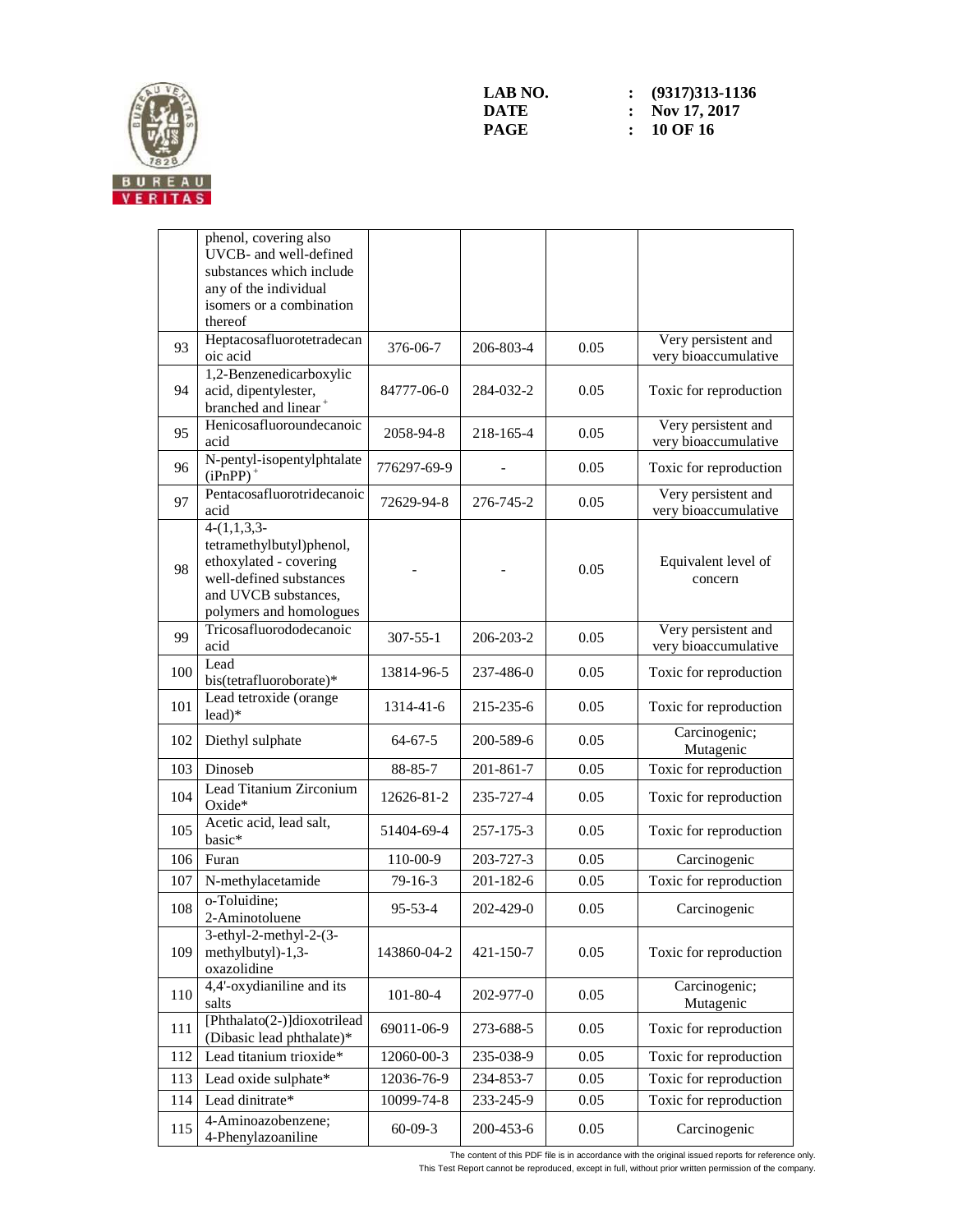| | | | | | |
|---|---|---|---|---|---|
| | phenol, covering also UVCB- and well-defined substances which include any of the individual isomers or a combination thereof | | | | |
| 93 | Heptacosafluorotetradecanoic acid | 376-06-7 | 206-803-4 | 0.05 | Very persistent and very bioaccumulative |
| 94 | 1,2-Benzenedicarboxylic acid, dipentylester, branched and linear + | 84777-06-0 | 284-032-2 | 0.05 | Toxic for reproduction |
| 95 | Henicosafluoroundecanoic acid | 2058-94-8 | 218-165-4 | 0.05 | Very persistent and very bioaccumulative |
| 96 | N-pentyl-isopentylphtalate (iPnPP) + | 776297-69-9 | - | 0.05 | Toxic for reproduction |
| 97 | Pentacosafluorotridecanoic acid | 72629-94-8 | 276-745-2 | 0.05 | Very persistent and very bioaccumulative |
| 98 | 4-(1,1,3,3-tetramethylbutyl)phenol, ethoxylated - covering well-defined substances and UVCB substances, polymers and homologues | - | - | 0.05 | Equivalent level of concern |
| 99 | Tricosafluorododecanoic acid | 307-55-1 | 206-203-2 | 0.05 | Very persistent and very bioaccumulative |
| 100 | Lead bis(tetrafluoroborate)* | 13814-96-5 | 237-486-0 | 0.05 | Toxic for reproduction |
| 101 | Lead tetroxide (orange lead)* | 1314-41-6 | 215-235-6 | 0.05 | Toxic for reproduction |
| 102 | Diethyl sulphate | 64-67-5 | 200-589-6 | 0.05 | Carcinogenic; Mutagenic |
| 103 | Dinoseb | 88-85-7 | 201-861-7 | 0.05 | Toxic for reproduction |
| 104 | Lead Titanium Zirconium Oxide* | 12626-81-2 | 235-727-4 | 0.05 | Toxic for reproduction |
| 105 | Acetic acid, lead salt, basic* | 51404-69-4 | 257-175-3 | 0.05 | Toxic for reproduction |
| 106 | Furan | 110-00-9 | 203-727-3 | 0.05 | Carcinogenic |
| 107 | N-methylacetamide | 79-16-3 | 201-182-6 | 0.05 | Toxic for reproduction |
| 108 | o-Toluidine; 2-Aminotoluene | 95-53-4 | 202-429-0 | 0.05 | Carcinogenic |
| 109 | 3-ethyl-2-methyl-2-(3-methylbutyl)-1,3-oxazolidine | 143860-04-2 | 421-150-7 | 0.05 | Toxic for reproduction |
| 110 | 4,4'-oxydianiline and its salts | 101-80-4 | 202-977-0 | 0.05 | Carcinogenic; Mutagenic |
| 111 | [Phthalato(2-)]dioxotrilead (Dibasic lead phthalate)* | 69011-06-9 | 273-688-5 | 0.05 | Toxic for reproduction |
| 112 | Lead titanium trioxide* | 12060-00-3 | 235-038-9 | 0.05 | Toxic for reproduction |
| 113 | Lead oxide sulphate* | 12036-76-9 | 234-853-7 | 0.05 | Toxic for reproduction |
| 114 | Lead dinitrate* | 10099-74-8 | 233-245-9 | 0.05 | Toxic for reproduction |
| 115 | 4-Aminoazobenzene; 4-Phenylazoaniline | 60-09-3 | 200-453-6 | 0.05 | Carcinogenic |

The content of this PDF file is in accordance with the original issued reports for reference only.
This Test Report cannot be reproduced, except in full, without prior written permission of the company.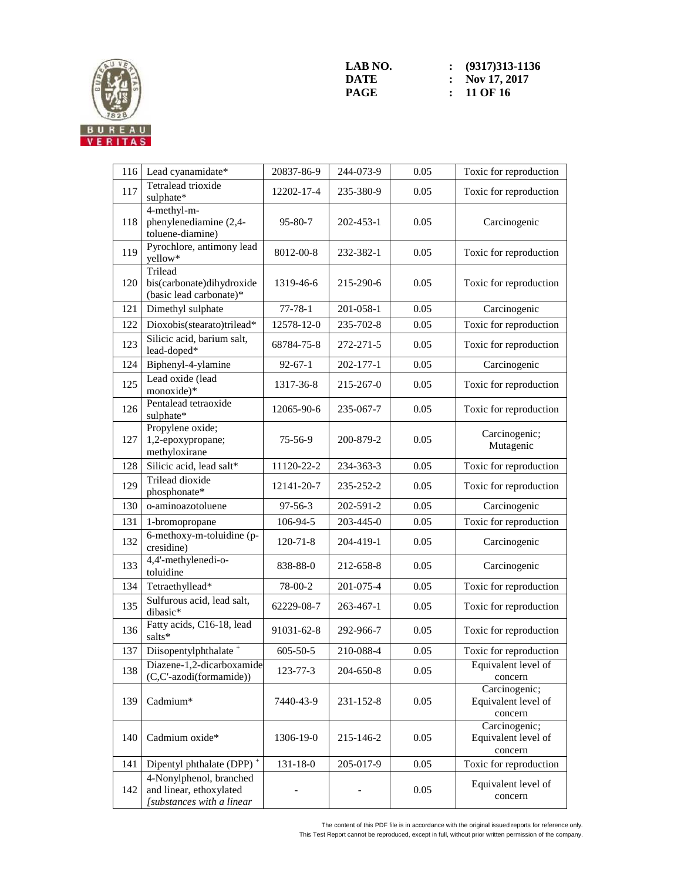| 116 | Lead cyanamidate* | 20837-86-9 | 244-073-9 | 0.05 | Toxic for reproduction |
|---|---|---|---|---|---|
| 117 | Tetralead trioxide sulphate* | 12202-17-4 | 235-380-9 | 0.05 | Toxic for reproduction |
| 118 | 4-methyl-m-phenylenediamine (2,4-toluene-diamine) | 95-80-7 | 202-453-1 | 0.05 | Carcinogenic |
| 119 | Pyrochlore, antimony lead yellow* | 8012-00-8 | 232-382-1 | 0.05 | Toxic for reproduction |
| 120 | Trilead bis(carbonate)dihydroxide (basic lead carbonate)* | 1319-46-6 | 215-290-6 | 0.05 | Toxic for reproduction |
| 121 | Dimethyl sulphate | 77-78-1 | 201-058-1 | 0.05 | Carcinogenic |
| 122 | Dioxobis(stearato)trilead* | 12578-12-0 | 235-702-8 | 0.05 | Toxic for reproduction |
| 123 | Silicic acid, barium salt, lead-doped* | 68784-75-8 | 272-271-5 | 0.05 | Toxic for reproduction |
| 124 | Biphenyl-4-ylamine | 92-67-1 | 202-177-1 | 0.05 | Carcinogenic |
| 125 | Lead oxide (lead monoxide)* | 1317-36-8 | 215-267-0 | 0.05 | Toxic for reproduction |
| 126 | Pentalead tetraoxide sulphate* | 12065-90-6 | 235-067-7 | 0.05 | Toxic for reproduction |
| 127 | Propylene oxide; 1,2-epoxypropane; methyloxirane | 75-56-9 | 200-879-2 | 0.05 | Carcinogenic; Mutagenic |
| 128 | Silicic acid, lead salt* | 11120-22-2 | 234-363-3 | 0.05 | Toxic for reproduction |
| 129 | Trilead dioxide phosphonate* | 12141-20-7 | 235-252-2 | 0.05 | Toxic for reproduction |
| 130 | o-aminoazotoluene | 97-56-3 | 202-591-2 | 0.05 | Carcinogenic |
| 131 | 1-bromopropane | 106-94-5 | 203-445-0 | 0.05 | Toxic for reproduction |
| 132 | 6-methoxy-m-toluidine (p-cresidine) | 120-71-8 | 204-419-1 | 0.05 | Carcinogenic |
| 133 | 4,4'-methylenedi-o-toluidine | 838-88-0 | 212-658-8 | 0.05 | Carcinogenic |
| 134 | Tetraethyllead* | 78-00-2 | 201-075-4 | 0.05 | Toxic for reproduction |
| 135 | Sulfurous acid, lead salt, dibasic* | 62229-08-7 | 263-467-1 | 0.05 | Toxic for reproduction |
| 136 | Fatty acids, C16-18, lead salts* | 91031-62-8 | 292-966-7 | 0.05 | Toxic for reproduction |
| 137 | Diisopentylphthalate [+] | 605-50-5 | 210-088-4 | 0.05 | Toxic for reproduction |
| 138 | Diazene-1,2-dicarboxamide (C,C'-azodi(formamide)) | 123-77-3 | 204-650-8 | 0.05 | Equivalent level of concern |
| 139 | Cadmium* | 7440-43-9 | 231-152-8 | 0.05 | Carcinogenic; Equivalent level of concern |
| 140 | Cadmium oxide* | 1306-19-0 | 215-146-2 | 0.05 | Carcinogenic; Equivalent level of concern |
| 141 | Dipentyl phthalate (DPP) [+] | 131-18-0 | 205-017-9 | 0.05 | Toxic for reproduction |
| 142 | 4-Nonylphenol, branched and linear, ethoxylated *[substances with a linear* | - | - | 0.05 | Equivalent level of concern |

The content of this PDF file is in accordance with the original issued reports for reference only.
This Test Report cannot be reproduced, except in full, without prior written permission of the company.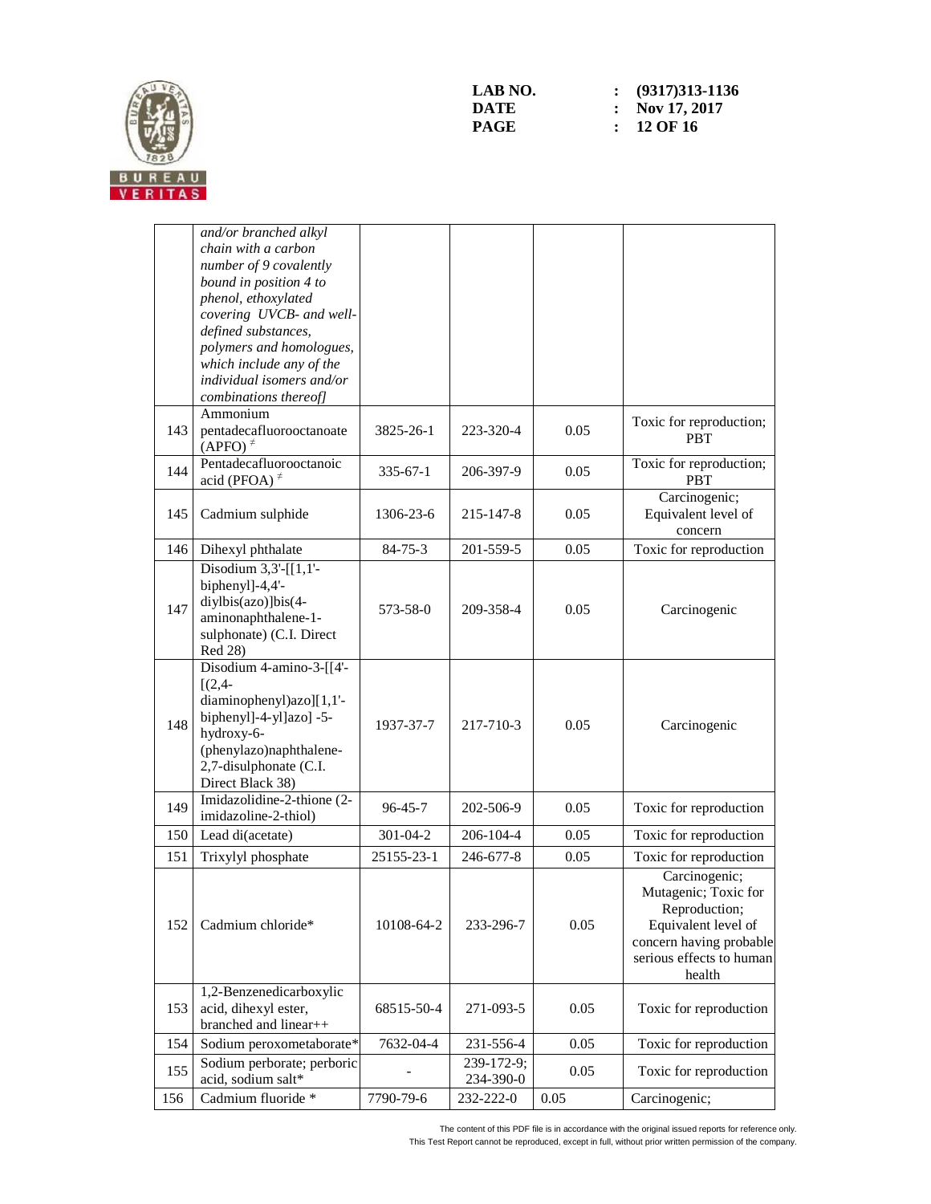| | | | | | |
|---|---|---|---|---|---|
| | *and/or branched alkyl chain with a carbon number of 9 covalently bound in position 4 to phenol, ethoxylated covering UVCB- and well-defined substances, polymers and homologues, which include any of the individual isomers and/or combinations thereof]* | | | | |
| 143 | Ammonium pentadecafluorooctanoate (APFO) ≠ | 3825-26-1 | 223-320-4 | 0.05 | Toxic for reproduction; PBT |
| 144 | Pentadecafluorooctanoic acid (PFOA) ≠ | 335-67-1 | 206-397-9 | 0.05 | Toxic for reproduction; PBT |
| 145 | Cadmium sulphide | 1306-23-6 | 215-147-8 | 0.05 | Carcinogenic; Equivalent level of concern |
| 146 | Dihexyl phthalate | 84-75-3 | 201-559-5 | 0.05 | Toxic for reproduction |
| 147 | Disodium 3,3'-[[1,1'-biphenyl]-4,4'-diylbis(azo)]bis(4-aminonaphthalene-1-sulphonate) (C.I. Direct Red 28) | 573-58-0 | 209-358-4 | 0.05 | Carcinogenic |
| 148 | Disodium 4-amino-3-[[4'-[(2,4-diaminophenyl)azo][1,1'-biphenyl]-4-yl]azo] -5-hydroxy-6-(phenylazo)naphthalene-2,7-disulphonate (C.I. Direct Black 38) | 1937-37-7 | 217-710-3 | 0.05 | Carcinogenic |
| 149 | Imidazolidine-2-thione (2-imidazoline-2-thiol) | 96-45-7 | 202-506-9 | 0.05 | Toxic for reproduction |
| 150 | Lead di(acetate) | 301-04-2 | 206-104-4 | 0.05 | Toxic for reproduction |
| 151 | Trixylyl phosphate | 25155-23-1 | 246-677-8 | 0.05 | Toxic for reproduction |
| 152 | Cadmium chloride* | 10108-64-2 | 233-296-7 | 0.05 | Carcinogenic; Mutagenic; Toxic for Reproduction; Equivalent level of concern having probable serious effects to human health |
| 153 | 1,2-Benzenedicarboxylic acid, dihexyl ester, branched and linear++ | 68515-50-4 | 271-093-5 | 0.05 | Toxic for reproduction |
| 154 | Sodium peroxometaborate* | 7632-04-4 | 231-556-4 | 0.05 | Toxic for reproduction |
| 155 | Sodium perborate; perboric acid, sodium salt* | - | 239-172-9; 234-390-0 | 0.05 | Toxic for reproduction |
| 156 | Cadmium fluoride * | 7790-79-6 | 232-222-0 | 0.05 | Carcinogenic; |

The content of this PDF file is in accordance with the original issued reports for reference only.
This Test Report cannot be reproduced, except in full, without prior written permission of the company.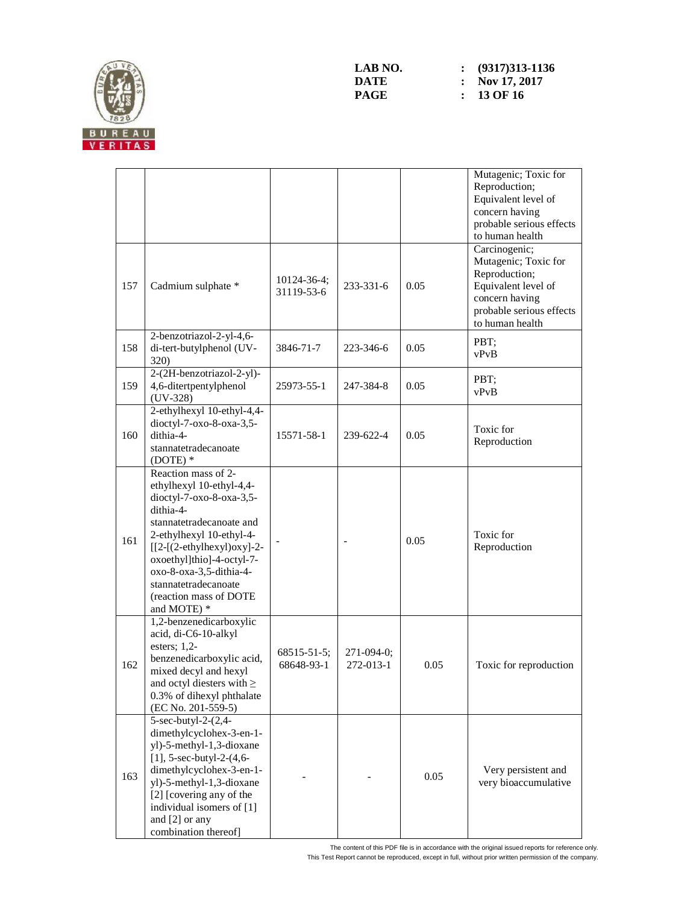| | | | | | |
|---|---|---|---|---|---|
| | | | | | Mutagenic; Toxic for Reproduction; Equivalent level of concern having probable serious effects to human health |
| 157 | Cadmium sulphate * | 10124-36-4; 31119-53-6 | 233-331-6 | 0.05 | Carcinogenic; Mutagenic; Toxic for Reproduction; Equivalent level of concern having probable serious effects to human health |
| 158 | 2-benzotriazol-2-yl-4,6-di-tert-butylphenol (UV-320) | 3846-71-7 | 223-346-6 | 0.05 | PBT; vPvB |
| 159 | 2-(2H-benzotriazol-2-yl)-4,6-ditertpentylphenol (UV-328) | 25973-55-1 | 247-384-8 | 0.05 | PBT; vPvB |
| 160 | 2-ethylhexyl 10-ethyl-4,4-dioctyl-7-oxo-8-oxa-3,5-dithia-4-stannatetradecanoate (DOTE) * | 15571-58-1 | 239-622-4 | 0.05 | Toxic for Reproduction |
| 161 | Reaction mass of 2-ethylhexyl 10-ethyl-4,4-dioctyl-7-oxo-8-oxa-3,5-dithia-4-stannatetradecanoate and 2-ethylhexyl 10-ethyl-4-[[2-[(2-ethylhexyl)oxy]-2-oxoethyl]thio]-4-octyl-7-oxo-8-oxa-3,5-dithia-4-stannatetradecanoate (reaction mass of DOTE and MOTE) * | - | - | 0.05 | Toxic for Reproduction |
| 162 | 1,2-benzenedicarboxylic acid, di-C6-10-alkyl esters; 1,2-benzenedicarboxylic acid, mixed decyl and hexyl and octyl diesters with ≥ 0.3% of dihexyl phthalate (EC No. 201-559-5) | 68515-51-5; 68648-93-1 | 271-094-0; 272-013-1 | 0.05 | Toxic for reproduction |
| 163 | 5-sec-butyl-2-(2,4-dimethylcyclohex-3-en-1-yl)-5-methyl-1,3-dioxane [1], 5-sec-butyl-2-(4,6-dimethylcyclohex-3-en-1-yl)-5-methyl-1,3-dioxane [2] [covering any of the individual isomers of [1] and [2] or any combination thereof] | - | - | 0.05 | Very persistent and very bioaccumulative |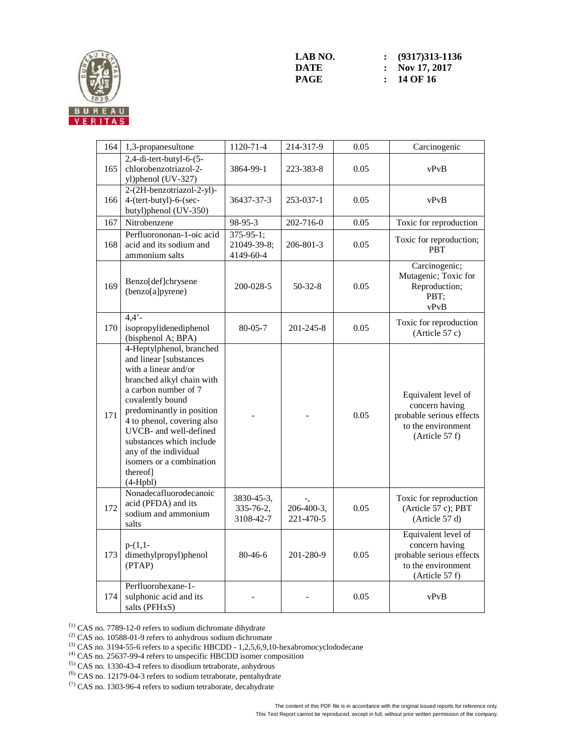| 164 | 1,3-propanesultone | 1120-71-4 | 214-317-9 | 0.05 | Carcinogenic |
|---|---|---|---|---|---|
| 165 | 2,4-di-tert-butyl-6-(5-chlorobenzotriazol-2-yl)phenol (UV-327) | 3864-99-1 | 223-383-8 | 0.05 | vPvB |
| 166 | 2-(2H-benzotriazol-2-yl)-4-(tert-butyl)-6-(sec-butyl)phenol (UV-350) | 36437-37-3 | 253-037-1 | 0.05 | vPvB |
| 167 | Nitrobenzene | 98-95-3 | 202-716-0 | 0.05 | Toxic for reproduction |
| 168 | Perfluorononan-1-oic acid acid and its sodium and ammonium salts | 375-95-1; 21049-39-8; 4149-60-4 | 206-801-3 | 0.05 | Toxic for reproduction; PBT |
| 169 | Benzo[def]chrysene (benzo[a]pyrene) | 200-028-5 | 50-32-8 | 0.05 | Carcinogenic; Mutagenic; Toxic for Reproduction; PBT; vPvB |
| 170 | 4,4'-isopropylidenediphenol (bisphenol A; BPA) | 80-05-7 | 201-245-8 | 0.05 | Toxic for reproduction (Article 57 c) |
| 171 | 4-Heptylphenol, branched and linear [substances with a linear and/or branched alkyl chain with a carbon number of 7 covalently bound predominantly in position 4 to phenol, covering also UVCB- and well-defined substances which include any of the individual isomers or a combination thereof] (4-Hpbl) | - | - | 0.05 | Equivalent level of concern having probable serious effects to the environment (Article 57 f) |
| 172 | Nonadecafluorodecanoic acid (PFDA) and its sodium and ammonium salts | 3830-45-3, 335-76-2, 3108-42-7 | -, 206-400-3, 221-470-5 | 0.05 | Toxic for reproduction (Article 57 c); PBT (Article 57 d) |
| 173 | p-(1,1-dimethylpropyl)phenol (PTAP) | 80-46-6 | 201-280-9 | 0.05 | Equivalent level of concern having probable serious effects to the environment (Article 57 f) |
| 174 | Perfluorohexane-1-sulphonic acid and its salts (PFHxS) | - | - | 0.05 | vPvB |

(1) CAS no. 7789-12-0 refers to sodium dichromate dihydrate
(2) CAS no. 10588-01-9 refers to anhydrous sodium dichromate
(3) CAS no. 3194-55-6 refers to a specific HBCDD - 1,2,5,6,9,10-hexabromocyclododecane
(4) CAS no. 25637-99-4 refers to unspecific HBCDD isomer composition
(5) CAS no. 1330-43-4 refers to disodium tetraborate, anhydrous
(6) CAS no. 12179-04-3 refers to sodium tetraborate, pentahydrate
(7) CAS no. 1303-96-4 refers to sodium tetraborate, decahydrate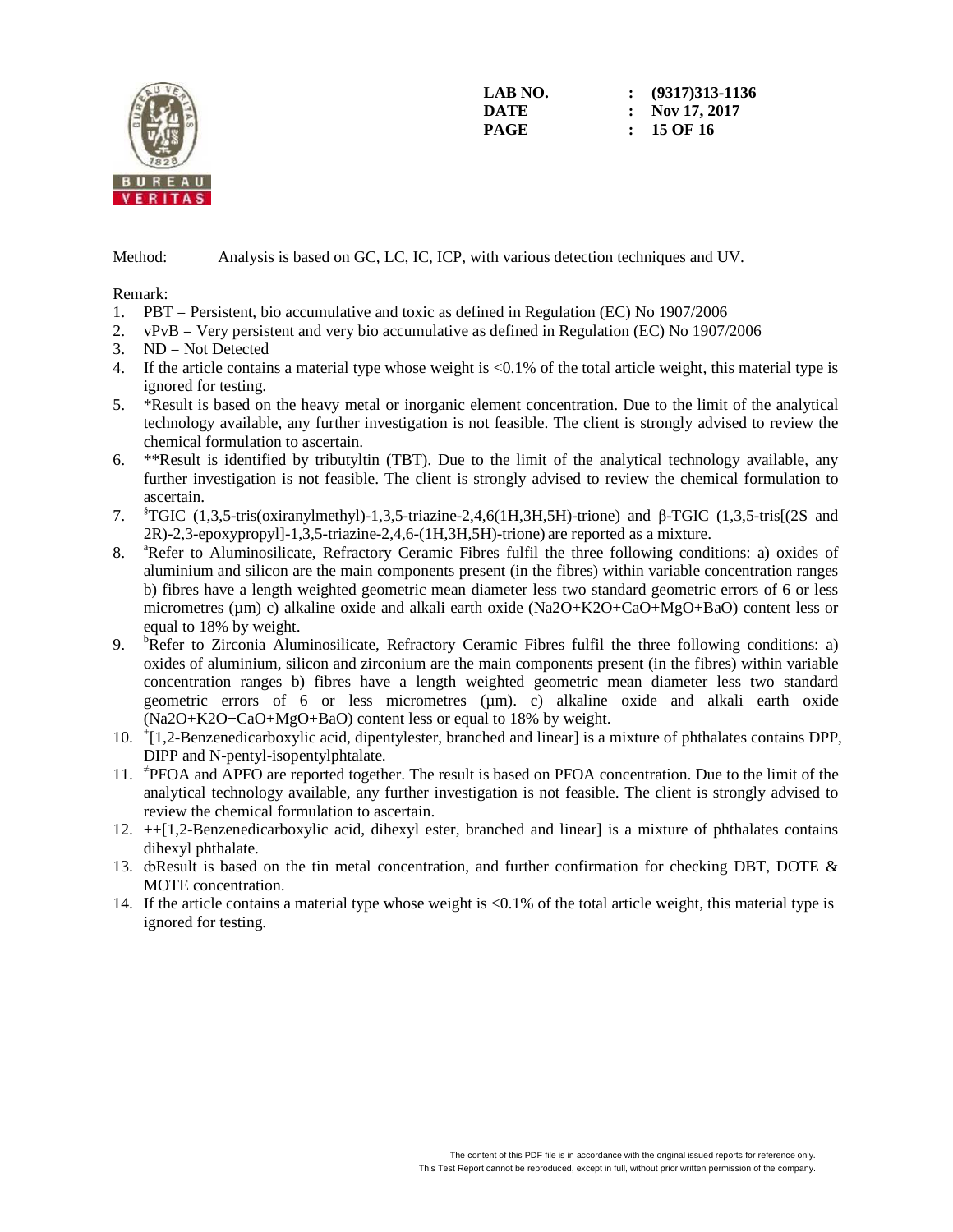LAB NO. : (9317)313-1136
DATE : Nov 17, 2017

Method: Analysis is based on GC, LC, IC, ICP, with various detection techniques and UV.

Remark:

1. PBT = Persistent, bio accumulative and toxic as defined in Regulation (EC) No 1907/2006
2. vPvB = Very persistent and very bio accumulative as defined in Regulation (EC) No 1907/2006
3. ND = Not Detected
4. If the article contains a material type whose weight is <0.1% of the total article weight, this material type is ignored for testing.
5. *Result is based on the heavy metal or inorganic element concentration. Due to the limit of the analytical technology available, any further investigation is not feasible. The client is strongly advised to review the chemical formulation to ascertain.
6. **Result is identified by tributyltin (TBT). Due to the limit of the analytical technology available, any further investigation is not feasible. The client is strongly advised to review the chemical formulation to ascertain.
7. [§]TGIC (1,3,5-tris(oxiranylmethyl)-1,3,5-triazine-2,4,6(1H,3H,5H)-trione) and β-TGIC (1,3,5-tris[(2S and 2R)-2,3-epoxypropyl]-1,3,5-triazine-2,4,6-(1H,3H,5H)-trione) are reported as a mixture.
8. [a]Refer to Aluminosilicate, Refractory Ceramic Fibres fulfil the three following conditions: a) oxides of aluminium and silicon are the main components present (in the fibres) within variable concentration ranges b) fibres have a length weighted geometric mean diameter less two standard geometric errors of 6 or less micrometres (μm) c) alkaline oxide and alkali earth oxide ($Na_2O$+$K_2O$+CaO+MgO+BaO) content less or equal to 18% by weight.
9. [b]Refer to Zirconia Aluminosilicate, Refractory Ceramic Fibres fulfil the three following conditions: a) oxides of aluminium, silicon and zirconium are the main components present (in the fibres) within variable concentration ranges b) fibres have a length weighted geometric mean diameter less two standard geometric errors of 6 or less micrometres (μm). c) alkaline oxide and alkali earth oxide ($Na_2O$+$K_2O$+CaO+MgO+BaO) content less or equal to 18% by weight.
10. [+][1,2-Benzenedicarboxylic acid, dipentylester, branched and linear] is a mixture of phthalates contains DPP, DIPP and N-pentyl-isopentylphtalate.
11. [≠]PFOA and APFO are reported together. The result is based on PFOA concentration. Due to the limit of the analytical technology available, any further investigation is not feasible. The client is strongly advised to review the chemical formulation to ascertain.
12. ++[1,2-Benzenedicarboxylic acid, dihexyl ester, branched and linear] is a mixture of phthalates contains dihexyl phthalate.
13. ȸResult is based on the tin metal concentration, and further confirmation for checking DBT, DOTE & MOTE concentration.
14. If the article contains a material type whose weight is <0.1% of the total article weight, this material type is ignored for testing.

The content of this PDF file is in accordance with the original issued reports for reference only.
This Test Report cannot be reproduced, except in full, without prior written permission of the company.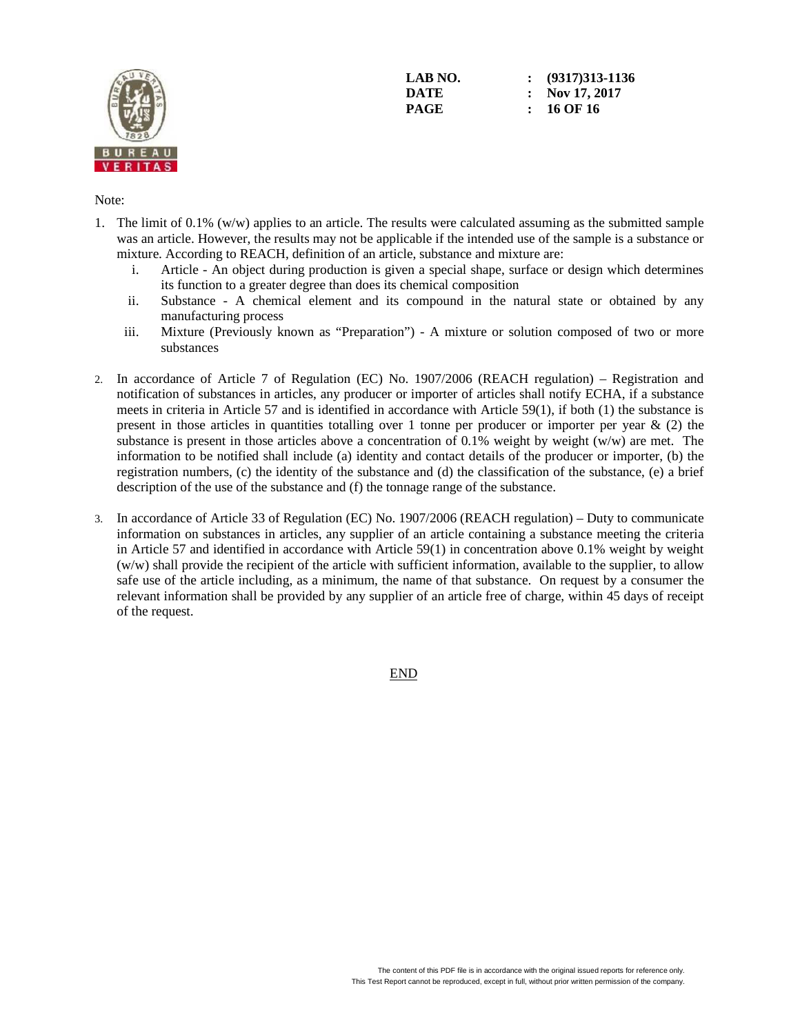LAB NO. : (9317)313-1136
DATE : Nov 17, 2017

Note:

1. The limit of 0.1% (w/w) applies to an article. The results were calculated assuming as the submitted sample was an article. However, the results may not be applicable if the intended use of the sample is a substance or mixture. According to REACH, definition of an article, substance and mixture are:
   i. Article - An object during production is given a special shape, surface or design which determines its function to a greater degree than does its chemical composition
   ii. Substance - A chemical element and its compound in the natural state or obtained by any manufacturing process
   iii. Mixture (Previously known as "Preparation") - A mixture or solution composed of two or more substances

2. In accordance of Article 7 of Regulation (EC) No. 1907/2006 (REACH regulation) – Registration and notification of substances in articles, any producer or importer of articles shall notify ECHA, if a substance meets in criteria in Article 57 and is identified in accordance with Article 59(1), if both (1) the substance is present in those articles in quantities totalling over 1 tonne per producer or importer per year & (2) the substance is present in those articles above a concentration of 0.1% weight by weight (w/w) are met. The information to be notified shall include (a) identity and contact details of the producer or importer, (b) the registration numbers, (c) the identity of the substance and (d) the classification of the substance, (e) a brief description of the use of the substance and (f) the tonnage range of the substance.

3. In accordance of Article 33 of Regulation (EC) No. 1907/2006 (REACH regulation) – Duty to communicate information on substances in articles, any supplier of an article containing a substance meeting the criteria in Article 57 and identified in accordance with Article 59(1) in concentration above 0.1% weight by weight (w/w) shall provide the recipient of the article with sufficient information, available to the supplier, to allow safe use of the article including, as a minimum, the name of that substance. On request by a consumer the relevant information shall be provided by any supplier of an article free of charge, within 45 days of receipt of the request.

END

The content of this PDF file is in accordance with the original issued reports for reference only.
This Test Report cannot be reproduced, except in full, without prior written permission of the company.